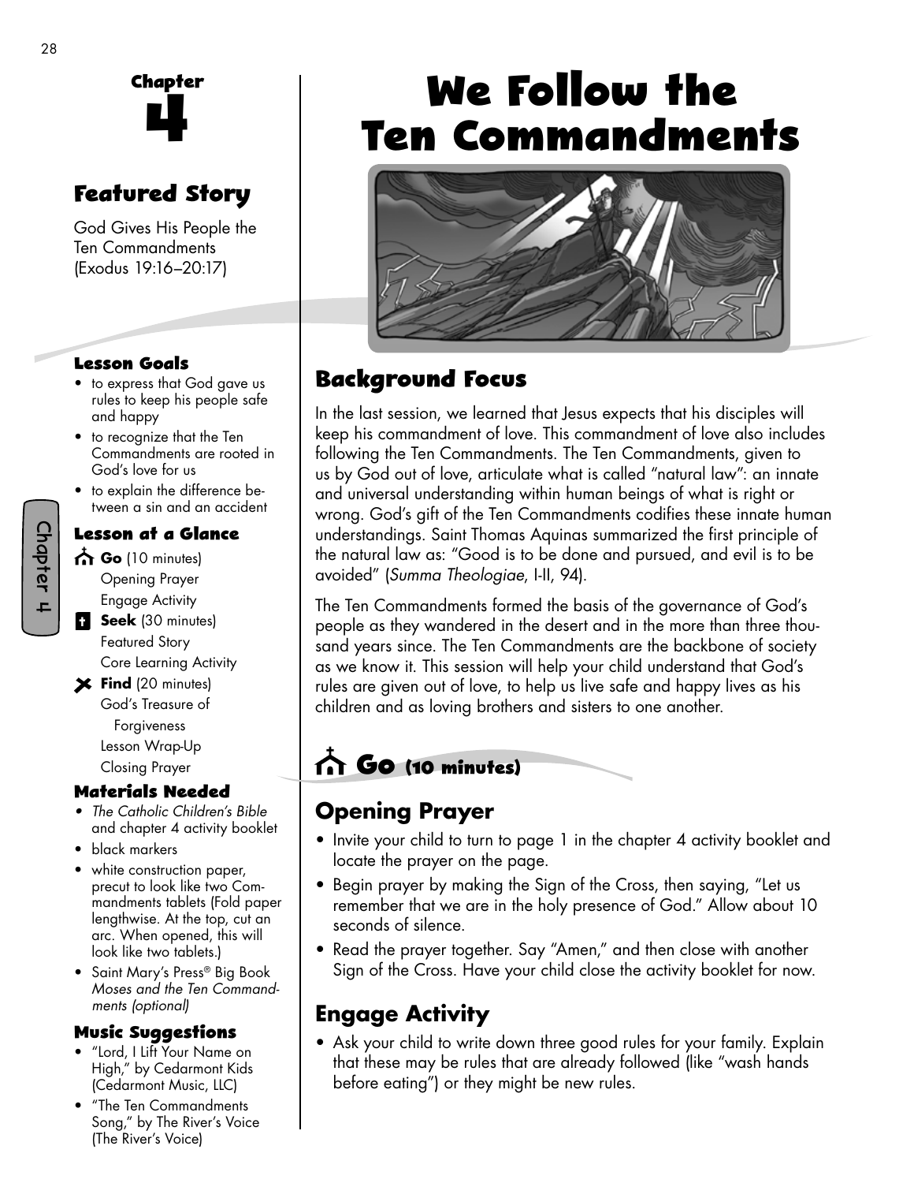# Chapter 4

## Featured Story

God Gives His People the Ten Commandments (Exodus 19:16–20:17)

### Lesson Goals

- to express that God gave us rules to keep his people safe and happy
- to recognize that the Ten Commandments are rooted in God's love for us
- to explain the difference between a sin and an accident

### Lesson at a Glance

**Go** (10 minutes)
- Opening Prayer
- Engage Activity

**Seek** (30 minutes)
- Featured Story
- Core Learning Activity

**Find** (20 minutes)
- God's Treasure of Forgiveness
- Lesson Wrap-Up
- Closing Prayer

### Materials Needed

- *The Catholic Children's Bible* and chapter 4 activity booklet
- black markers
- white construction paper, precut to look like two Commandments tablets (Fold paper lengthwise. At the top, cut an arc. When opened, this will look like two tablets.)
- Saint Mary's Press® Big Book *Moses and the Ten Commandments (optional)*

### Music Suggestions

- "Lord, I Lift Your Name on High," by Cedarmont Kids (Cedarmont Music, LLC)
- "The Ten Commandments Song," by The River's Voice (The River's Voice)

# We Follow the Ten Commandments

## Background Focus

In the last session, we learned that Jesus expects that his disciples will keep his commandment of love. This commandment of love also includes following the Ten Commandments. The Ten Commandments, given to us by God out of love, articulate what is called "natural law": an innate and universal understanding within human beings of what is right or wrong. God's gift of the Ten Commandments codifies these innate human understandings. Saint Thomas Aquinas summarized the first principle of the natural law as: "Good is to be done and pursued, and evil is to be avoided" (*Summa Theologiae*, I-II, 94).

The Ten Commandments formed the basis of the governance of God's people as they wandered in the desert and in the more than three thousand years since. The Ten Commandments are the backbone of society as we know it. This session will help your child understand that God's rules are given out of love, to help us live safe and happy lives as his children and as loving brothers and sisters to one another.

## Go (10 minutes)

### Opening Prayer

- Invite your child to turn to page 1 in the chapter 4 activity booklet and locate the prayer on the page.
- Begin prayer by making the Sign of the Cross, then saying, "Let us remember that we are in the holy presence of God." Allow about 10 seconds of silence.
- Read the prayer together. Say "Amen," and then close with another Sign of the Cross. Have your child close the activity booklet for now.

### Engage Activity

- Ask your child to write down three good rules for your family. Explain that these may be rules that are already followed (like "wash hands before eating") or they might be new rules.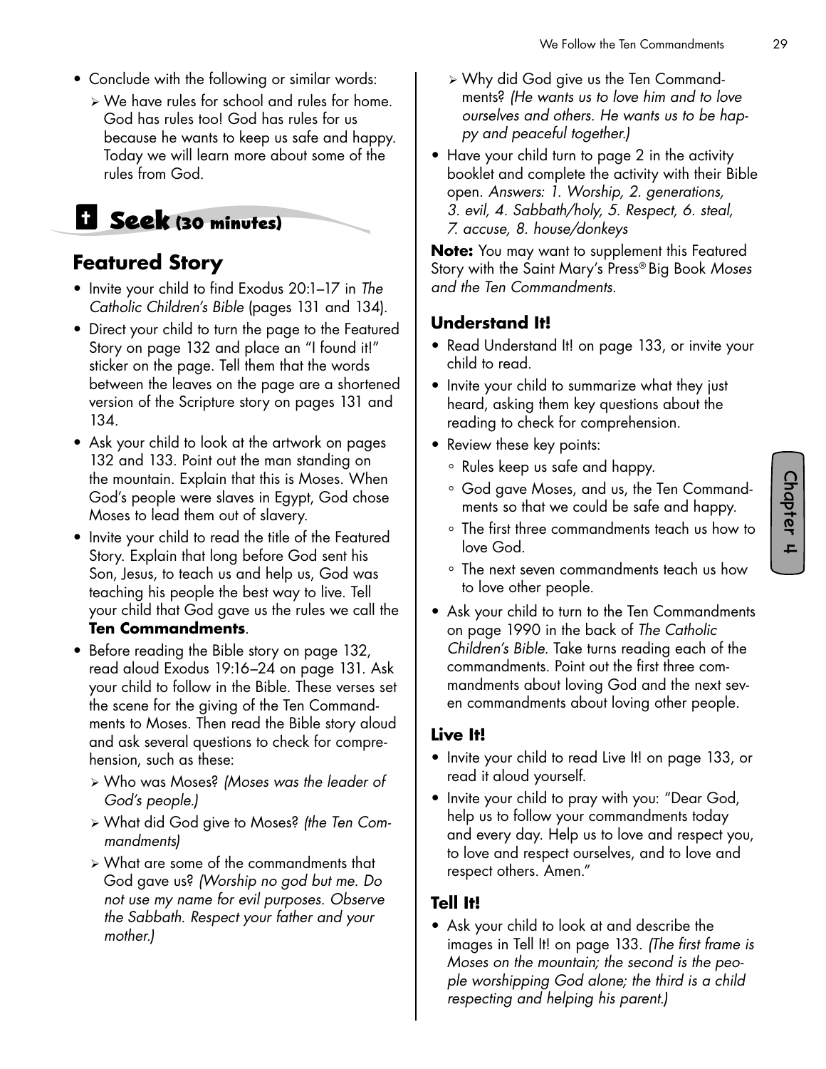- Conclude with the following or similar words:
  - We have rules for school and rules for home. God has rules too! God has rules for us because he wants to keep us safe and happy. Today we will learn more about some of the rules from God.

## Seek (30 minutes)

### Featured Story

- Invite your child to find Exodus 20:1–17 in *The Catholic Children's Bible* (pages 131 and 134).
- Direct your child to turn the page to the Featured Story on page 132 and place an "I found it!" sticker on the page. Tell them that the words between the leaves on the page are a shortened version of the Scripture story on pages 131 and 134.
- Ask your child to look at the artwork on pages 132 and 133. Point out the man standing on the mountain. Explain that this is Moses. When God's people were slaves in Egypt, God chose Moses to lead them out of slavery.
- Invite your child to read the title of the Featured Story. Explain that long before God sent his Son, Jesus, to teach us and help us, God was teaching his people the best way to live. Tell your child that God gave us the rules we call the **Ten Commandments**.
- Before reading the Bible story on page 132, read aloud Exodus 19:16–24 on page 131. Ask your child to follow in the Bible. These verses set the scene for the giving of the Ten Commandments to Moses. Then read the Bible story aloud and ask several questions to check for comprehension, such as these:
  - Who was Moses? *(Moses was the leader of God's people.)*
  - What did God give to Moses? *(the Ten Commandments)*
  - What are some of the commandments that God gave us? *(Worship no god but me. Do not use my name for evil purposes. Observe the Sabbath. Respect your father and your mother.)*
  - Why did God give us the Ten Commandments? *(He wants us to love him and to love ourselves and others. He wants us to be happy and peaceful together.)*
- Have your child turn to page 2 in the activity booklet and complete the activity with their Bible open. *Answers: 1. Worship, 2. generations, 3. evil, 4. Sabbath/holy, 5. Respect, 6. steal, 7. accuse, 8. house/donkeys*

**Note:** You may want to supplement this Featured Story with the Saint Mary's Press® Big Book *Moses and the Ten Commandments.*

### Understand It!

- Read Understand It! on page 133, or invite your child to read.
- Invite your child to summarize what they just heard, asking them key questions about the reading to check for comprehension.
- Review these key points:
  - Rules keep us safe and happy.
  - God gave Moses, and us, the Ten Commandments so that we could be safe and happy.
  - The first three commandments teach us how to love God.
  - The next seven commandments teach us how to love other people.
- Ask your child to turn to the Ten Commandments on page 1990 in the back of *The Catholic Children's Bible.* Take turns reading each of the commandments. Point out the first three commandments about loving God and the next seven commandments about loving other people.

### Live It!

- Invite your child to read Live It! on page 133, or read it aloud yourself.
- Invite your child to pray with you: "Dear God, help us to follow your commandments today and every day. Help us to love and respect you, to love and respect ourselves, and to love and respect others. Amen."

### Tell It!

- Ask your child to look at and describe the images in Tell It! on page 133. *(The first frame is Moses on the mountain; the second is the people worshipping God alone; the third is a child respecting and helping his parent.)*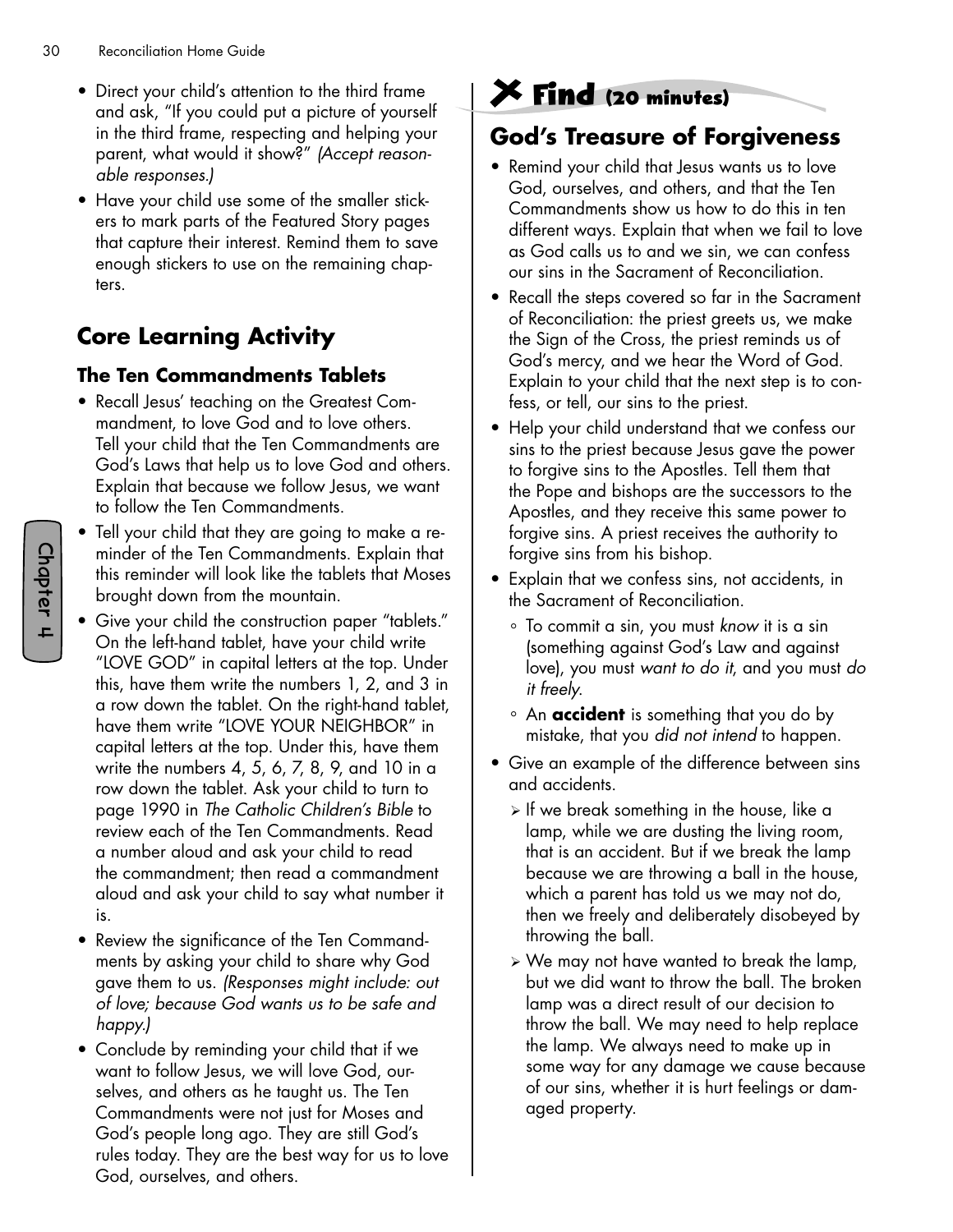- Direct your child's attention to the third frame and ask, "If you could put a picture of yourself in the third frame, respecting and helping your parent, what would it show?" *(Accept reasonable responses.)*
- Have your child use some of the smaller stickers to mark parts of the Featured Story pages that capture their interest. Remind them to save enough stickers to use on the remaining chapters.

## Core Learning Activity

### The Ten Commandments Tablets

- Recall Jesus' teaching on the Greatest Commandment, to love God and to love others. Tell your child that the Ten Commandments are God's Laws that help us to love God and others. Explain that because we follow Jesus, we want to follow the Ten Commandments.
- Tell your child that they are going to make a reminder of the Ten Commandments. Explain that this reminder will look like the tablets that Moses brought down from the mountain.
- Give your child the construction paper "tablets." On the left-hand tablet, have your child write "LOVE GOD" in capital letters at the top. Under this, have them write the numbers 1, 2, and 3 in a row down the tablet. On the right-hand tablet, have them write "LOVE YOUR NEIGHBOR" in capital letters at the top. Under this, have them write the numbers 4, 5, 6, 7, 8, 9, and 10 in a row down the tablet. Ask your child to turn to page 1990 in *The Catholic Children's Bible* to review each of the Ten Commandments. Read a number aloud and ask your child to read the commandment; then read a commandment aloud and ask your child to say what number it is.
- Review the significance of the Ten Commandments by asking your child to share why God gave them to us. *(Responses might include: out of love; because God wants us to be safe and happy.)*
- Conclude by reminding your child that if we want to follow Jesus, we will love God, ourselves, and others as he taught us. The Ten Commandments were not just for Moses and God's people long ago. They are still God's rules today. They are the best way for us to love God, ourselves, and others.

## Find (20 minutes)

### God's Treasure of Forgiveness

- Remind your child that Jesus wants us to love God, ourselves, and others, and that the Ten Commandments show us how to do this in ten different ways. Explain that when we fail to love as God calls us to and we sin, we can confess our sins in the Sacrament of Reconciliation.
- Recall the steps covered so far in the Sacrament of Reconciliation: the priest greets us, we make the Sign of the Cross, the priest reminds us of God's mercy, and we hear the Word of God. Explain to your child that the next step is to confess, or tell, our sins to the priest.
- Help your child understand that we confess our sins to the priest because Jesus gave the power to forgive sins to the Apostles. Tell them that the Pope and bishops are the successors to the Apostles, and they receive this same power to forgive sins. A priest receives the authority to forgive sins from his bishop.
- Explain that we confess sins, not accidents, in the Sacrament of Reconciliation.
  - To commit a sin, you must *know* it is a sin (something against God's Law and against love), you must *want to do it*, and you must *do it freely*.
  - An **accident** is something that you do by mistake, that you *did not intend* to happen.
- Give an example of the difference between sins and accidents.
  - If we break something in the house, like a lamp, while we are dusting the living room, that is an accident. But if we break the lamp because we are throwing a ball in the house, which a parent has told us we may not do, then we freely and deliberately disobeyed by throwing the ball.
  - We may not have wanted to break the lamp, but we did want to throw the ball. The broken lamp was a direct result of our decision to throw the ball. We may need to help replace the lamp. We always need to make up in some way for any damage we cause because of our sins, whether it is hurt feelings or damaged property.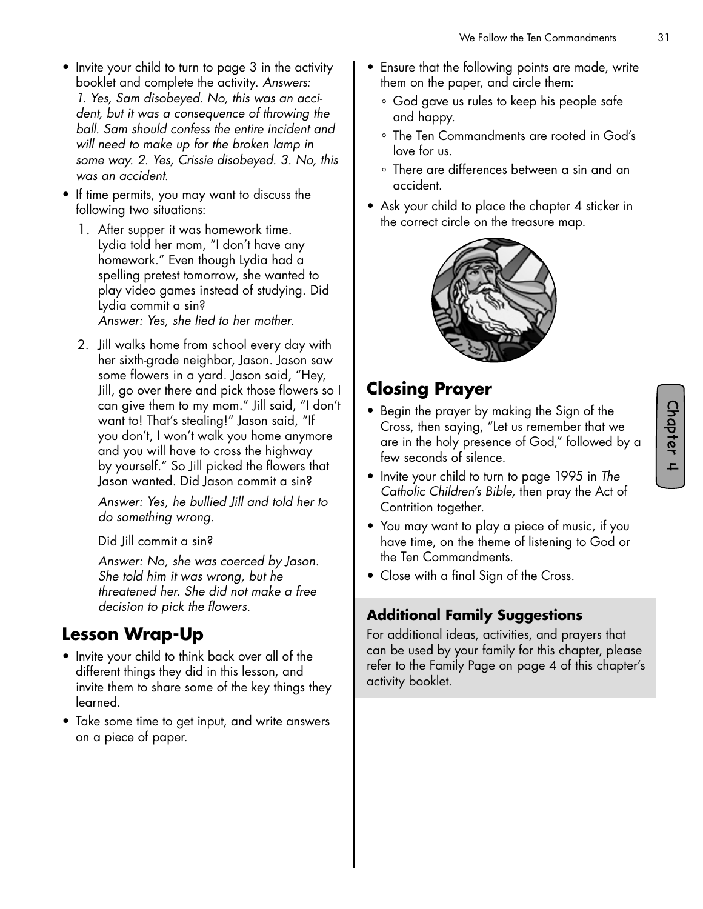- Invite your child to turn to page 3 in the activity booklet and complete the activity. *Answers: 1. Yes, Sam disobeyed. No, this was an accident, but it was a consequence of throwing the ball. Sam should confess the entire incident and will need to make up for the broken lamp in some way. 2. Yes, Crissie disobeyed. 3. No, this was an accident.*
- If time permits, you may want to discuss the following two situations:
  1. After supper it was homework time. Lydia told her mom, "I don't have any homework." Even though Lydia had a spelling pretest tomorrow, she wanted to play video games instead of studying. Did Lydia commit a sin?
     *Answer: Yes, she lied to her mother.*
  2. Jill walks home from school every day with her sixth-grade neighbor, Jason. Jason saw some flowers in a yard. Jason said, "Hey, Jill, go over there and pick those flowers so I can give them to my mom." Jill said, "I don't want to! That's stealing!" Jason said, "If you don't, I won't walk you home anymore and you will have to cross the highway by yourself." So Jill picked the flowers that Jason wanted. Did Jason commit a sin?

     *Answer: Yes, he bullied Jill and told her to do something wrong.*

     Did Jill commit a sin?

     *Answer: No, she was coerced by Jason. She told him it was wrong, but he threatened her. She did not make a free decision to pick the flowers.*

## Lesson Wrap-Up

- Invite your child to think back over all of the different things they did in this lesson, and invite them to share some of the key things they learned.
- Take some time to get input, and write answers on a piece of paper.
- Ensure that the following points are made, write them on the paper, and circle them:
  - God gave us rules to keep his people safe and happy.
  - The Ten Commandments are rooted in God's love for us.
  - There are differences between a sin and an accident.
- Ask your child to place the chapter 4 sticker in the correct circle on the treasure map.

## Closing Prayer

- Begin the prayer by making the Sign of the Cross, then saying, "Let us remember that we are in the holy presence of God," followed by a few seconds of silence.
- Invite your child to turn to page 1995 in *The Catholic Children's Bible,* then pray the Act of Contrition together.
- You may want to play a piece of music, if you have time, on the theme of listening to God or the Ten Commandments.
- Close with a final Sign of the Cross.

### Additional Family Suggestions

For additional ideas, activities, and prayers that can be used by your family for this chapter, please refer to the Family Page on page 4 of this chapter's activity booklet.